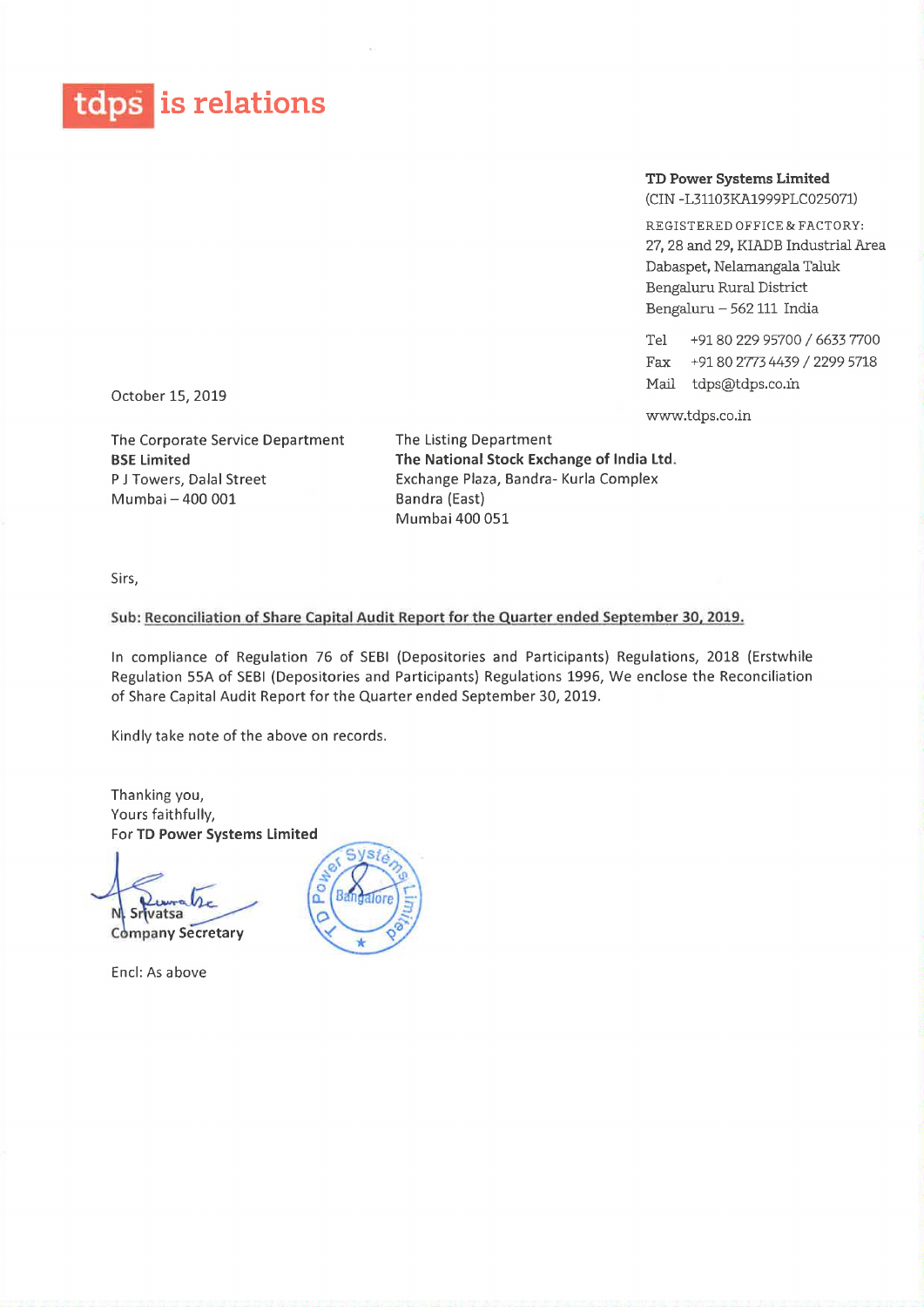**tdps is relations**

**TD Power Systems Limited**
(CIN -L31103KA1999PLC025071)

REGISTERED OFFICE & FACTORY:
27, 28 and 29, KIADB Industrial Area
Dabaspet, Nelamangala Taluk
Bengaluru Rural District
Bengaluru – 562 111 India

Tel +91 80 229 95700 / 6633 7700
Fax +91 80 2773 4439 / 2299 5718
Mail tdps@tdps.co.in

www.tdps.co.in

October 15, 2019

The Corporate Service Department
**BSE Limited**
P J Towers, Dalal Street
Mumbai – 400 001

The Listing Department
**The National Stock Exchange of India Ltd.**
Exchange Plaza, Bandra- Kurla Complex
Bandra (East)
Mumbai 400 051

Sirs,

Sub: Reconciliation of Share Capital Audit Report for the Quarter ended September 30, 2019.

In compliance of Regulation 76 of SEBI (Depositories and Participants) Regulations, 2018 (Erstwhile Regulation 55A of SEBI (Depositories and Participants) Regulations 1996, We enclose the Reconciliation of Share Capital Audit Report for the Quarter ended September 30, 2019.

Kindly take note of the above on records.

Thanking you,
Yours faithfully,
For **TD Power Systems Limited**

N. Srivatsa
Company Secretary

Encl: As above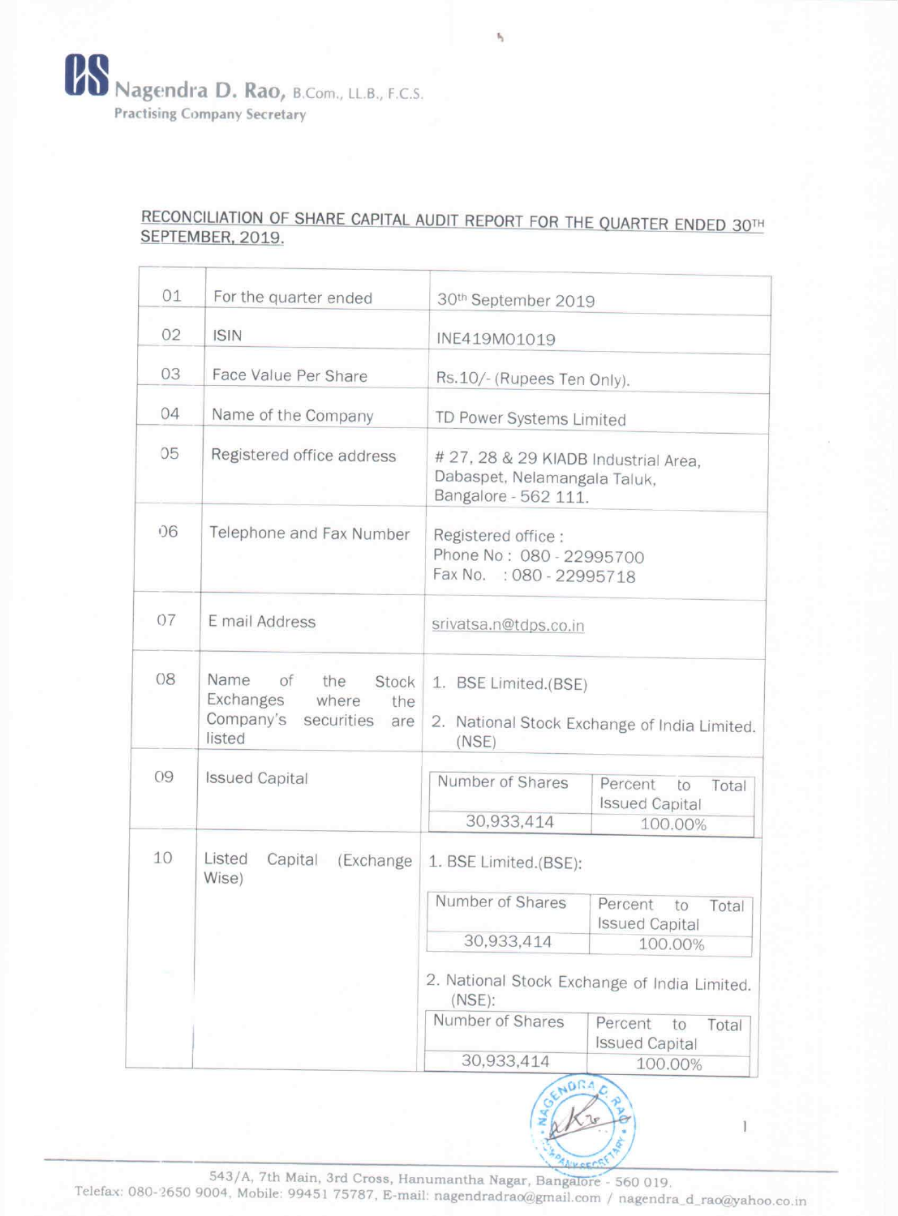**Nagendra D. Rao,** B.Com., LL.B., F.C.S.
Practising Company Secretary

## RECONCILIATION OF SHARE CAPITAL AUDIT REPORT FOR THE QUARTER ENDED 30TH SEPTEMBER, 2019.

| | | |
|---|---|---|
| 01 | For the quarter ended | 30th September 2019 |
| 02 | ISIN | INE419M01019 |
| 03 | Face Value Per Share | Rs.10/- (Rupees Ten Only). |
| 04 | Name of the Company | TD Power Systems Limited |
| 05 | Registered office address | # 27, 28 & 29 KIADB Industrial Area, Dabaspet, Nelamangala Taluk, Bangalore - 562 111. |
| 06 | Telephone and Fax Number | Registered office : Phone No : 080 - 22995700 Fax No. : 080 - 22995718 |
| 07 | E mail Address | srivatsa.n@tdps.co.in |
| 08 | Name of the Stock Exchanges where the Company's securities are listed | 1. BSE Limited.(BSE) 2. National Stock Exchange of India Limited. (NSE) |
| 09 | Issued Capital | Number of Shares: 30,933,414; Percent to Total Issued Capital: 100.00% |
| 10 | Listed Capital (Exchange Wise) | 1. BSE Limited.(BSE): Number of Shares: 30,933,414; Percent to Total Issued Capital: 100.00% 2. National Stock Exchange of India Limited. (NSE): Number of Shares: 30,933,414; Percent to Total Issued Capital: 100.00% |

543/A, 7th Main, 3rd Cross, Hanumantha Nagar, Bangalore - 560 019.
Telefax: 080-2650 9004, Mobile: 99451 75787, E-mail: nagendradrao@gmail.com / nagendra_d_rao@yahoo.co.in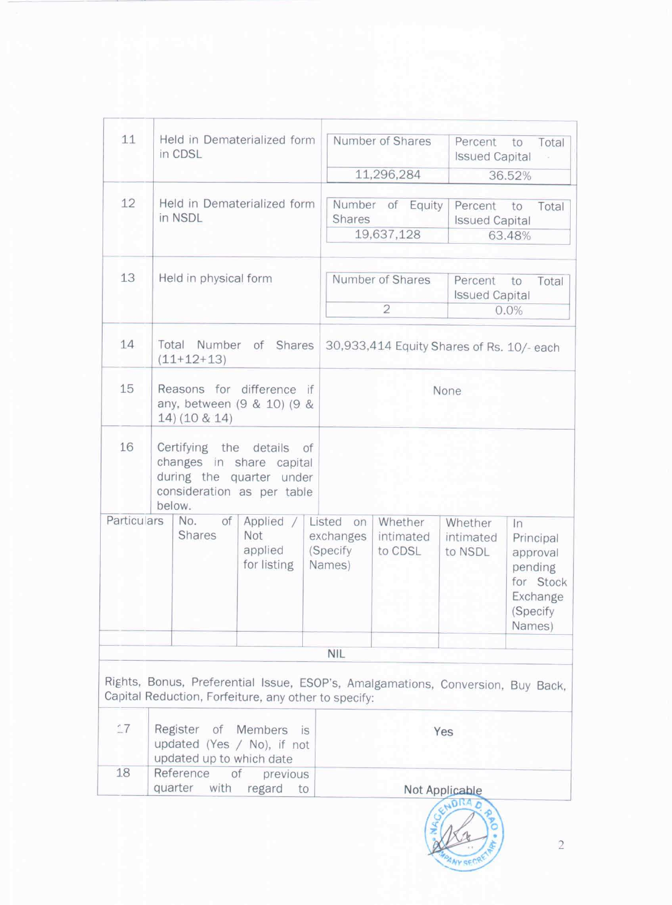| | | | |
|---|---|---|---|
| 11 | Held in Dematerialized form in CDSL | Number of Shares: 11,296,284 | Percent to Total Issued Capital: 36.52% |
| 12 | Held in Dematerialized form in NSDL | Number of Equity Shares: 19,637,128 | Percent to Total Issued Capital: 63.48% |
| 13 | Held in physical form | Number of Shares: 2 | Percent to Total Issued Capital: 0.0% |
| 14 | Total Number of Shares (11+12+13) | 30,933,414 Equity Shares of Rs. 10/- each | |
| 15 | Reasons for difference if any, between (9 & 10) (9 & 14) (10 & 14) | None | |
| 16 | Certifying the details of changes in share capital during the quarter under consideration as per table below. | | |

| Particulars | No. of Shares | Applied / Not applied for listing | Listed on exchanges (Specify Names) | Whether intimated to CDSL | Whether intimated to NSDL | In Principal approval pending for Stock Exchange (Specify Names) |
|---|---|---|---|---|---|---|
| | | | | | | |
| NIL | | | | | | |

Rights, Bonus, Preferential Issue, ESOP's, Amalgamations, Conversion, Buy Back, Capital Reduction, Forfeiture, any other to specify:

| | | |
|---|---|---|
| 17 | Register of Members is updated (Yes / No), if not updated up to which date | Yes |
| 18 | Reference of previous quarter with regard to | Not Applicable |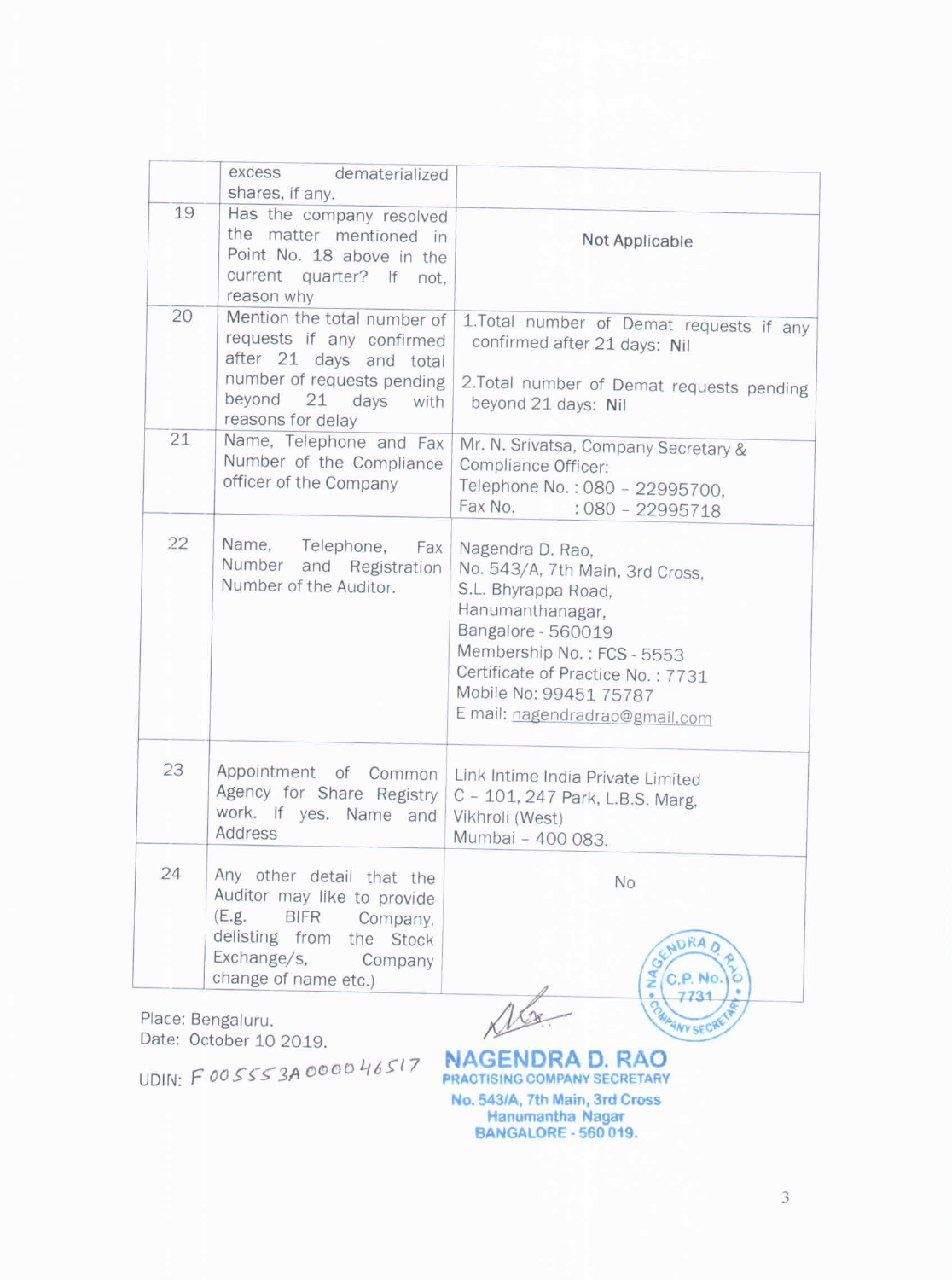| | | |
|---|---|---|
| | excess dematerialized shares, if any. | |
| 19 | Has the company resolved the matter mentioned in Point No. 18 above in the current quarter? If not, reason why | Not Applicable |
| 20 | Mention the total number of requests if any confirmed after 21 days and total number of requests pending beyond 21 days with reasons for delay | 1.Total number of Demat requests if any confirmed after 21 days: **Nil**<br><br>2.Total number of Demat requests pending beyond 21 days: **Nil** |
| 21 | Name, Telephone and Fax Number of the Compliance officer of the Company | Mr. N. Srivatsa, Company Secretary & Compliance Officer:<br>Telephone No. : 080 – 22995700,<br>Fax No. : 080 – 22995718 |
| 22 | Name, Telephone, Fax Number and Registration Number of the Auditor. | Nagendra D. Rao,<br>No. 543/A, 7th Main, 3rd Cross,<br>S.L. Bhyrappa Road,<br>Hanumanthanagar,<br>Bangalore - 560019<br>Membership No. : FCS - 5553<br>Certificate of Practice No. : 7731<br>Mobile No: 99451 75787<br>E mail: nagendradrao@gmail.com |
| 23 | Appointment of Common Agency for Share Registry work. If yes. Name and Address | Link Intime India Private Limited<br>C – 101, 247 Park, L.B.S. Marg,<br>Vikhroli (West)<br>Mumbai – 400 083. |
| 24 | Any other detail that the Auditor may like to provide (E.g. BIFR Company, delisting from the Stock Exchange/s, Company change of name etc.) | No |

Place: Bengaluru.
Date: October 10 2019.

UDIN: F005553A000046517

**NAGENDRA D. RAO**
**PRACTISING COMPANY SECRETARY**
No. 543/A, 7th Main, 3rd Cross
Hanumantha Nagar
BANGALORE - 560 019.

NAGENDRA D. RAO
C.P. No. 7731
COMPANY SECRETARY